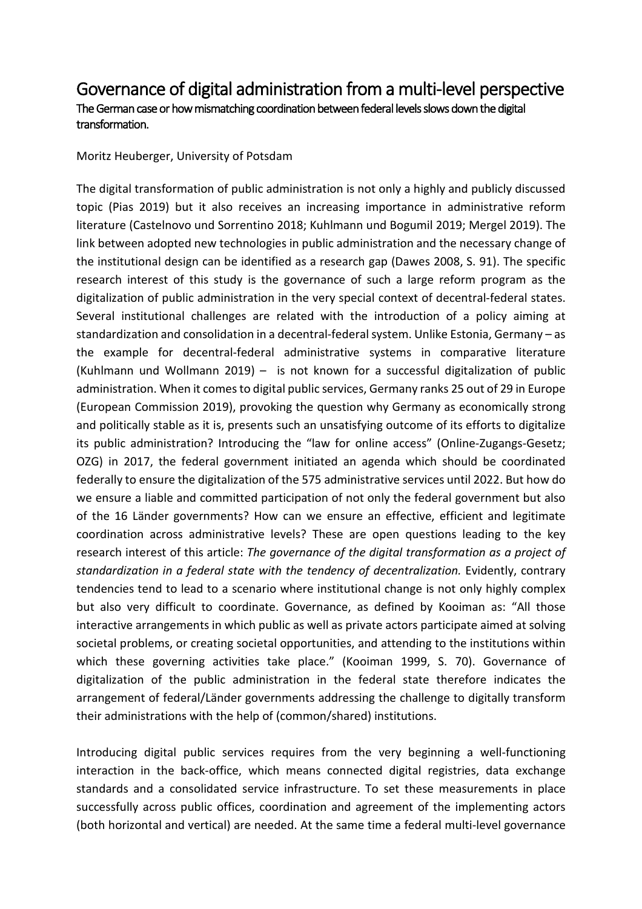# Governance of digital administration from a multi-level perspective

**The German case or how mismatching coordination between federal levels slows down the digital transformation.**

Moritz Heuberger, University of Potsdam

The digital transformation of public administration is not only a highly and publicly discussed topic (Pias 2019) but it also receives an increasing importance in administrative reform literature (Castelnovo und Sorrentino 2018; Kuhlmann und Bogumil 2019; Mergel 2019). The link between adopted new technologies in public administration and the necessary change of the institutional design can be identified as a research gap (Dawes 2008, S. 91). The specific research interest of this study is the governance of such a large reform program as the digitalization of public administration in the very special context of decentral-federal states. Several institutional challenges are related with the introduction of a policy aiming at standardization and consolidation in a decentral-federal system. Unlike Estonia, Germany – as the example for decentral-federal administrative systems in comparative literature (Kuhlmann und Wollmann 2019) – is not known for a successful digitalization of public administration. When it comes to digital public services, Germany ranks 25 out of 29 in Europe (European Commission 2019), provoking the question why Germany as economically strong and politically stable as it is, presents such an unsatisfying outcome of its efforts to digitalize its public administration? Introducing the "law for online access" (Online-Zugangs-Gesetz; OZG) in 2017, the federal government initiated an agenda which should be coordinated federally to ensure the digitalization of the 575 administrative services until 2022. But how do we ensure a liable and committed participation of not only the federal government but also of the 16 Länder governments? How can we ensure an effective, efficient and legitimate coordination across administrative levels? These are open questions leading to the key research interest of this article: *The governance of the digital transformation as a project of standardization in a federal state with the tendency of decentralization.* Evidently, contrary tendencies tend to lead to a scenario where institutional change is not only highly complex but also very difficult to coordinate. Governance, as defined by Kooiman as: "All those interactive arrangements in which public as well as private actors participate aimed at solving societal problems, or creating societal opportunities, and attending to the institutions within which these governing activities take place." (Kooiman 1999, S. 70). Governance of digitalization of the public administration in the federal state therefore indicates the arrangement of federal/Länder governments addressing the challenge to digitally transform their administrations with the help of (common/shared) institutions.

Introducing digital public services requires from the very beginning a well-functioning interaction in the back-office, which means connected digital registries, data exchange standards and a consolidated service infrastructure. To set these measurements in place successfully across public offices, coordination and agreement of the implementing actors (both horizontal and vertical) are needed. At the same time a federal multi-level governance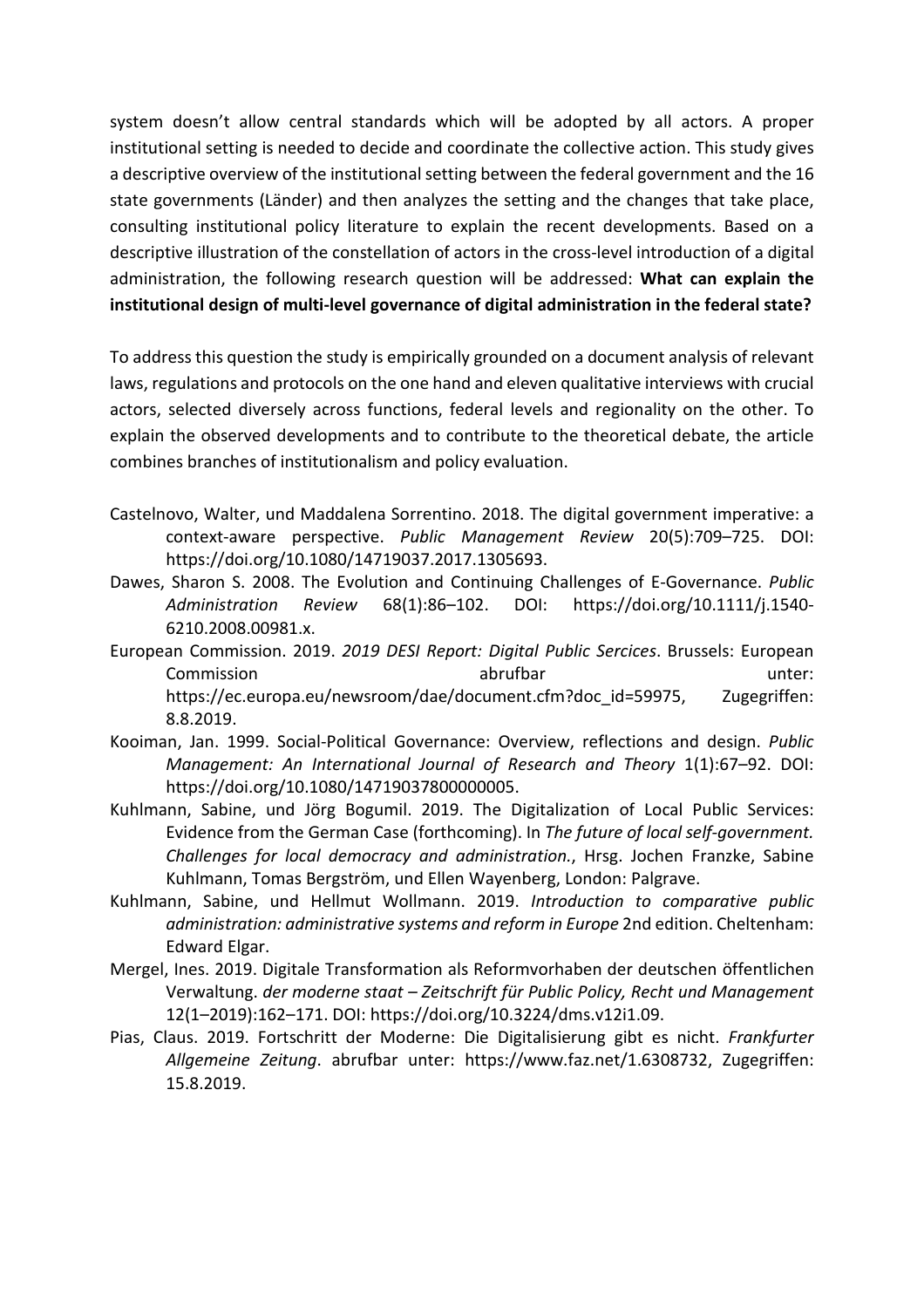system doesn't allow central standards which will be adopted by all actors. A proper institutional setting is needed to decide and coordinate the collective action. This study gives a descriptive overview of the institutional setting between the federal government and the 16 state governments (Länder) and then analyzes the setting and the changes that take place, consulting institutional policy literature to explain the recent developments. Based on a descriptive illustration of the constellation of actors in the cross-level introduction of a digital administration, the following research question will be addressed: **What can explain the institutional design of multi-level governance of digital administration in the federal state?**

To address this question the study is empirically grounded on a document analysis of relevant laws, regulations and protocols on the one hand and eleven qualitative interviews with crucial actors, selected diversely across functions, federal levels and regionality on the other. To explain the observed developments and to contribute to the theoretical debate, the article combines branches of institutionalism and policy evaluation.

Castelnovo, Walter, und Maddalena Sorrentino. 2018. The digital government imperative: a context-aware perspective. *Public Management Review* 20(5):709–725. DOI: https://doi.org/10.1080/14719037.2017.1305693.

Dawes, Sharon S. 2008. The Evolution and Continuing Challenges of E-Governance. *Public Administration Review* 68(1):86–102. DOI: https://doi.org/10.1111/j.1540-6210.2008.00981.x.

European Commission. 2019. *2019 DESI Report: Digital Public Sercices*. Brussels: European Commission abrufbar unter: https://ec.europa.eu/newsroom/dae/document.cfm?doc_id=59975, Zugegriffen: 8.8.2019.

Kooiman, Jan. 1999. Social-Political Governance: Overview, reflections and design. *Public Management: An International Journal of Research and Theory* 1(1):67–92. DOI: https://doi.org/10.1080/14719037800000005.

Kuhlmann, Sabine, und Jörg Bogumil. 2019. The Digitalization of Local Public Services: Evidence from the German Case (forthcoming). In *The future of local self-government. Challenges for local democracy and administration.*, Hrsg. Jochen Franzke, Sabine Kuhlmann, Tomas Bergström, und Ellen Wayenberg, London: Palgrave.

Kuhlmann, Sabine, und Hellmut Wollmann. 2019. *Introduction to comparative public administration: administrative systems and reform in Europe* 2nd edition. Cheltenham: Edward Elgar.

Mergel, Ines. 2019. Digitale Transformation als Reformvorhaben der deutschen öffentlichen Verwaltung. *der moderne staat – Zeitschrift für Public Policy, Recht und Management* 12(1–2019):162–171. DOI: https://doi.org/10.3224/dms.v12i1.09.

Pias, Claus. 2019. Fortschritt der Moderne: Die Digitalisierung gibt es nicht. *Frankfurter Allgemeine Zeitung*. abrufbar unter: https://www.faz.net/1.6308732, Zugegriffen: 15.8.2019.